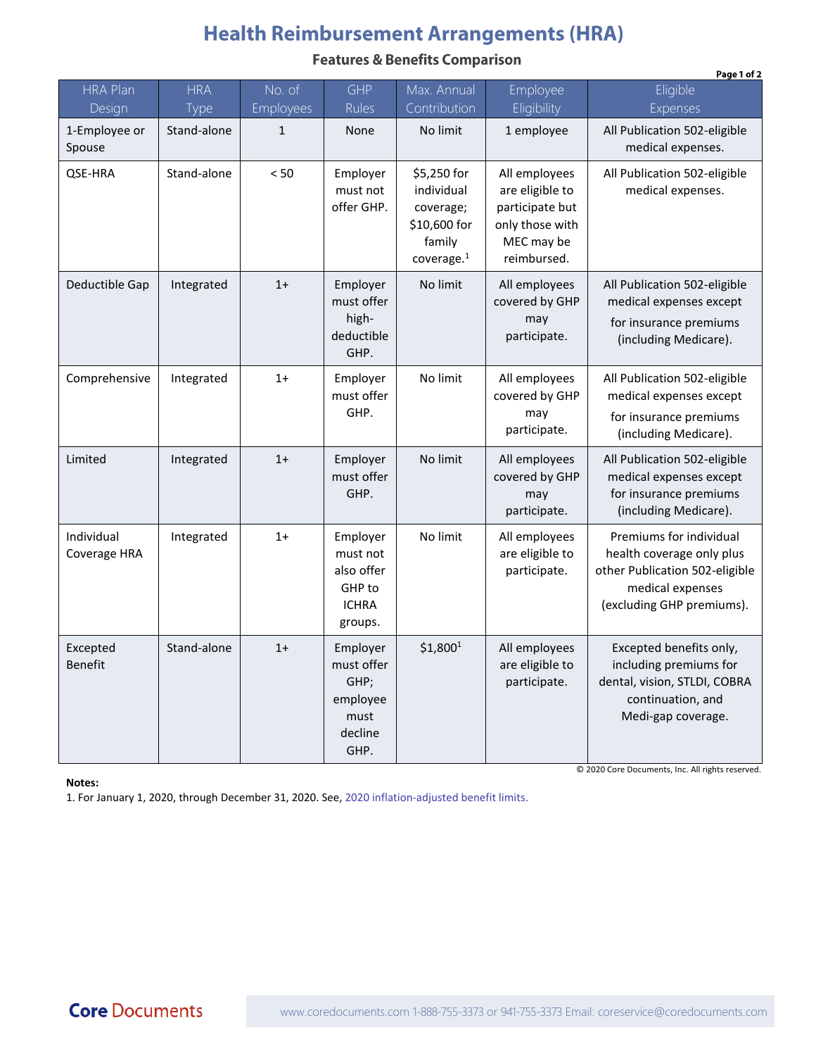# Health Reimbursement Arrangements (HRA)

## Features & Benefits Comparison

| HRA Plan Design | HRA Type | No. of Employees | GHP Rules | Max. Annual Contribution | Employee Eligibility | Eligible Expenses |
|---|---|---|---|---|---|---|
| 1-Employee or Spouse | Stand-alone | 1 | None | No limit | 1 employee | All Publication 502-eligible medical expenses. |
| QSE-HRA | Stand-alone | < 50 | Employer must not offer GHP. | $5,250 for individual coverage; $10,600 for family coverage.[1] | All employees are eligible to participate but only those with MEC may be reimbursed. | All Publication 502-eligible medical expenses. |
| Deductible Gap | Integrated | 1+ | Employer must offer high-deductible GHP. | No limit | All employees covered by GHP may participate. | All Publication 502-eligible medical expenses except for insurance premiums (including Medicare). |
| Comprehensive | Integrated | 1+ | Employer must offer GHP. | No limit | All employees covered by GHP may participate. | All Publication 502-eligible medical expenses except for insurance premiums (including Medicare). |
| Limited | Integrated | 1+ | Employer must offer GHP. | No limit | All employees covered by GHP may participate. | All Publication 502-eligible medical expenses except for insurance premiums (including Medicare). |
| Individual Coverage HRA | Integrated | 1+ | Employer must not also offer GHP to ICHRA groups. | No limit | All employees are eligible to participate. | Premiums for individual health coverage only plus other Publication 502-eligible medical expenses (excluding GHP premiums). |
| Excepted Benefit | Stand-alone | 1+ | Employer must offer GHP; employee must decline GHP. | $1,800[1] | All employees are eligible to participate. | Excepted benefits only, including premiums for dental, vision, STLDI, COBRA continuation, and Medi-gap coverage. |

© 2020 Core Documents, Inc. All rights reserved.

**Notes:**

1. For January 1, 2020, through December 31, 2020. See, 2020 inflation-adjusted benefit limits.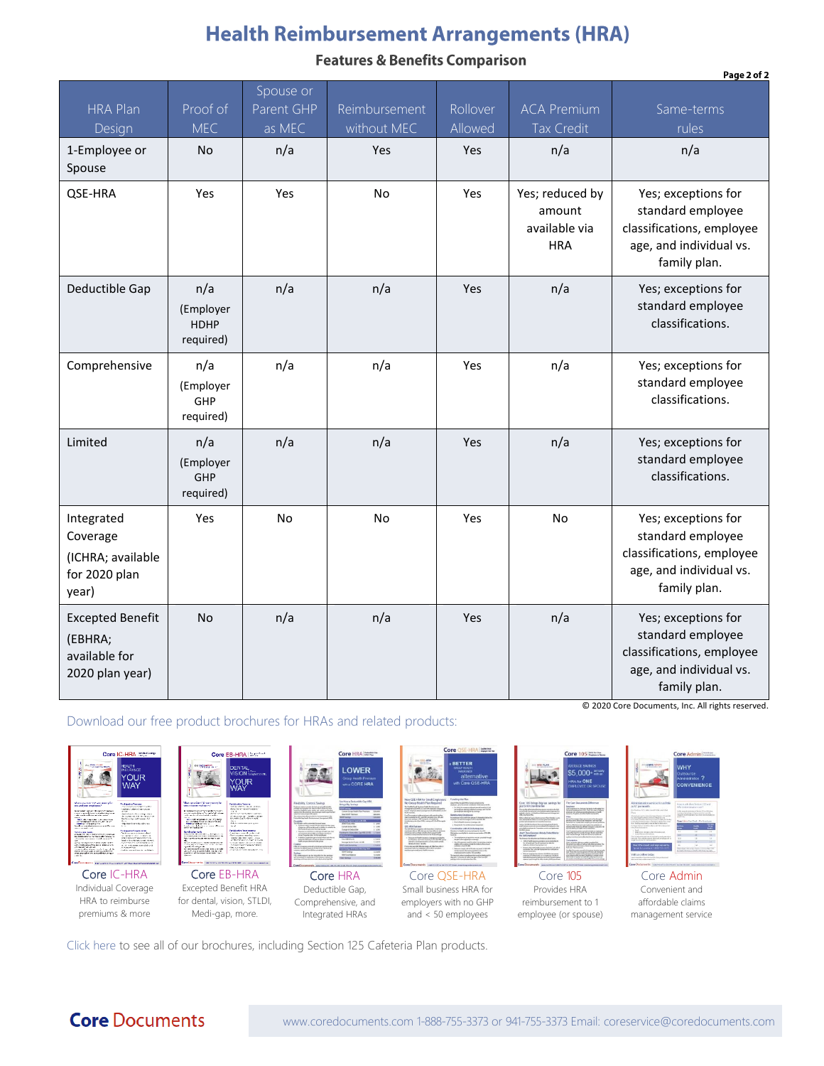# Health Reimbursement Arrangements (HRA)

**Features & Benefits Comparison**

| HRA Plan Design | Proof of MEC | Spouse or Parent GHP as MEC | Reimbursement without MEC | Rollover Allowed | ACA Premium Tax Credit | Same-terms rules |
|---|---|---|---|---|---|---|
| 1-Employee or Spouse | No | n/a | Yes | Yes | n/a | n/a |
| QSE-HRA | Yes | Yes | No | Yes | Yes; reduced by amount available via HRA | Yes; exceptions for standard employee classifications, employee age, and individual vs. family plan. |
| Deductible Gap | n/a (Employer HDHP required) | n/a | n/a | Yes | n/a | Yes; exceptions for standard employee classifications. |
| Comprehensive | n/a (Employer GHP required) | n/a | n/a | Yes | n/a | Yes; exceptions for standard employee classifications. |
| Limited | n/a (Employer GHP required) | n/a | n/a | Yes | n/a | Yes; exceptions for standard employee classifications. |
| Integrated Coverage (ICHRA; available for 2020 plan year) | Yes | No | No | Yes | No | Yes; exceptions for standard employee classifications, employee age, and individual vs. family plan. |
| Excepted Benefit (EBHRA; available for 2020 plan year) | No | n/a | n/a | Yes | n/a | Yes; exceptions for standard employee classifications, employee age, and individual vs. family plan. |

© 2020 Core Documents, Inc. All rights reserved.

Download our free product brochures for HRAs and related products:

**Core IC-HRA** – Individual Coverage HRA to reimburse premiums & more

**Core EB-HRA** – Excepted Benefit HRA for dental, vision, STLDI, Medi-gap, more.

**Core HRA** – Deductible Gap, Comprehensive, and Integrated HRAs

**Core QSE-HRA** – Small business HRA for employers with no GHP and < 50 employees

**Core 105** – Provides HRA reimbursement to 1 employee (or spouse)

**Core Admin** – Convenient and affordable claims management service

Click here to see all of our brochures, including Section 125 Cafeteria Plan products.

**Core Documents** www.coredocuments.com 1-888-755-3373 or 941-755-3373 Email: coreservice@coredocuments.com